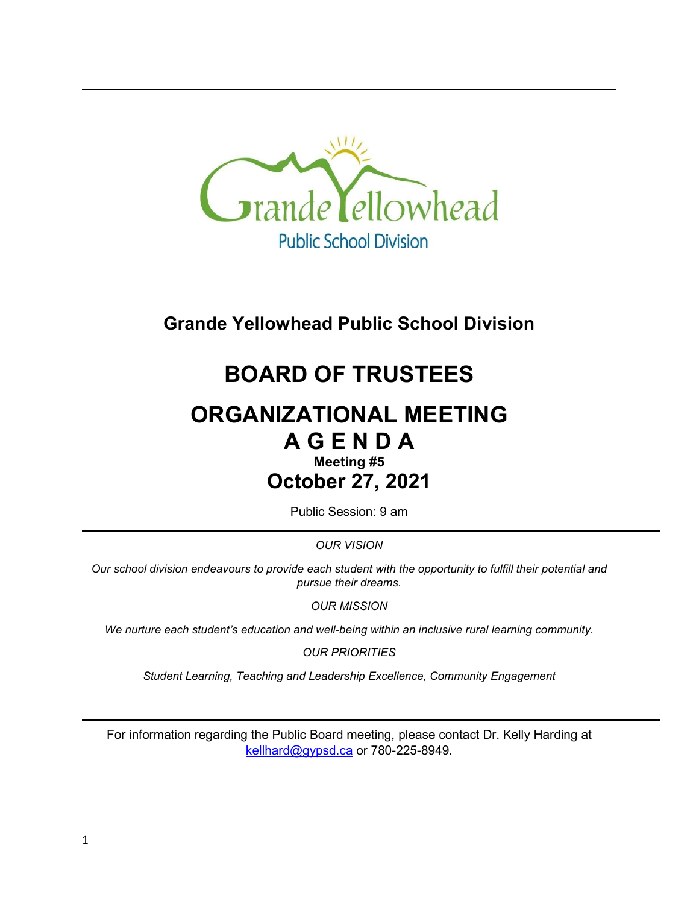# Grande Yellowhead Public School Division

# BOARD OF TRUSTEES

# ORGANIZATIONAL MEETING

# A G E N D A

**Meeting #5**

## October 27, 2021

Public Session: 9 am

---

*OUR VISION*

*Our school division endeavours to provide each student with the opportunity to fulfill their potential and pursue their dreams.*

*OUR MISSION*

*We nurture each student's education and well-being within an inclusive rural learning community.*

*OUR PRIORITIES*

*Student Learning, Teaching and Leadership Excellence, Community Engagement*

---

For information regarding the Public Board meeting, please contact Dr. Kelly Harding at kellhard@gypsd.ca or 780-225-8949.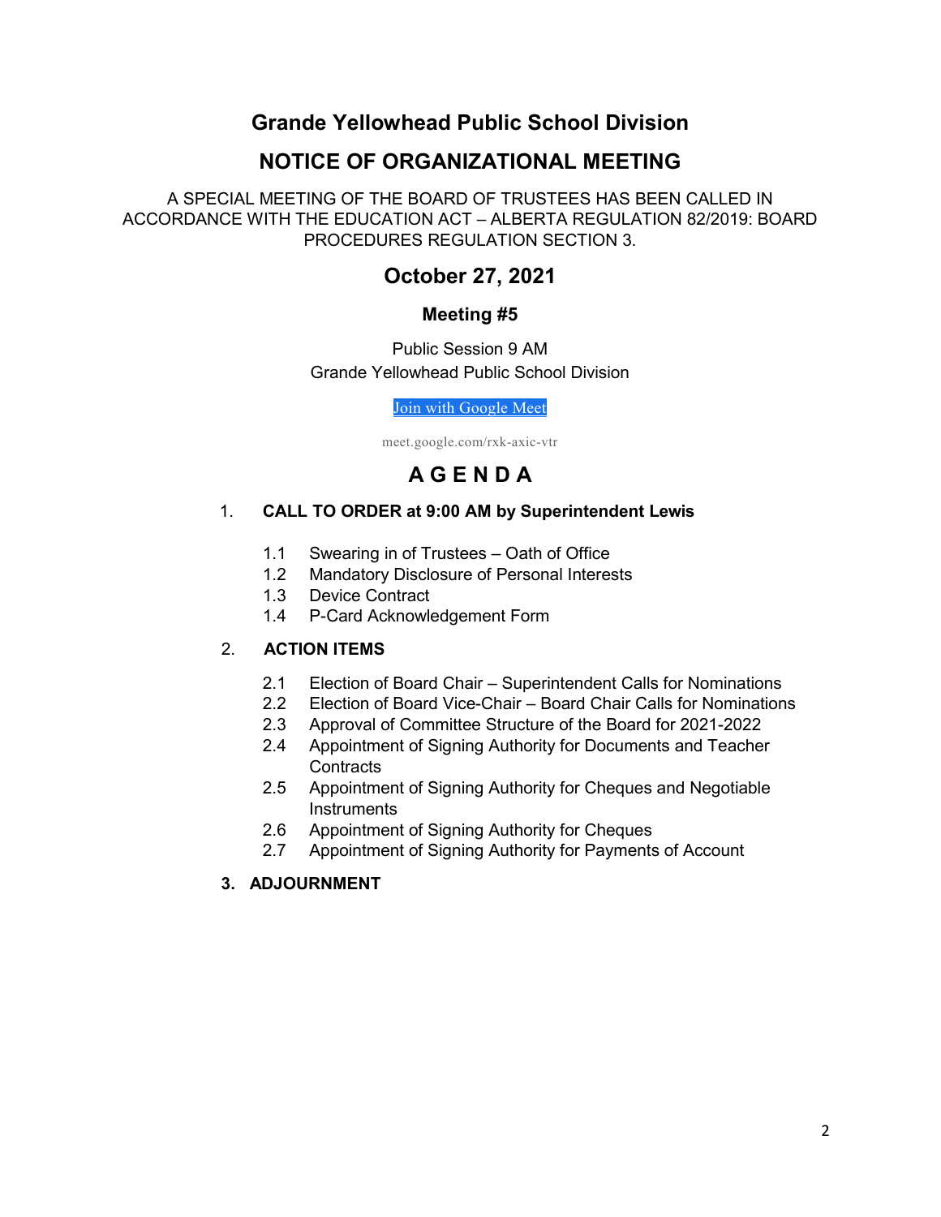# Grande Yellowhead Public School Division

# NOTICE OF ORGANIZATIONAL MEETING

A SPECIAL MEETING OF THE BOARD OF TRUSTEES HAS BEEN CALLED IN ACCORDANCE WITH THE EDUCATION ACT – ALBERTA REGULATION 82/2019: BOARD PROCEDURES REGULATION SECTION 3.

## October 27, 2021

### Meeting #5

Public Session 9 AM
Grande Yellowhead Public School Division

[Join with Google Meet](https://meet.google.com/rxk-axic-vtr)

meet.google.com/rxk-axic-vtr

## A G E N D A

1. **CALL TO ORDER at 9:00 AM by Superintendent Lewis**

    1.1 Swearing in of Trustees – Oath of Office
    1.2 Mandatory Disclosure of Personal Interests
    1.3 Device Contract
    1.4 P-Card Acknowledgement Form

2. **ACTION ITEMS**

    2.1 Election of Board Chair – Superintendent Calls for Nominations
    2.2 Election of Board Vice-Chair – Board Chair Calls for Nominations
    2.3 Approval of Committee Structure of the Board for 2021-2022
    2.4 Appointment of Signing Authority for Documents and Teacher Contracts
    2.5 Appointment of Signing Authority for Cheques and Negotiable Instruments
    2.6 Appointment of Signing Authority for Cheques
    2.7 Appointment of Signing Authority for Payments of Account

3. **ADJOURNMENT**